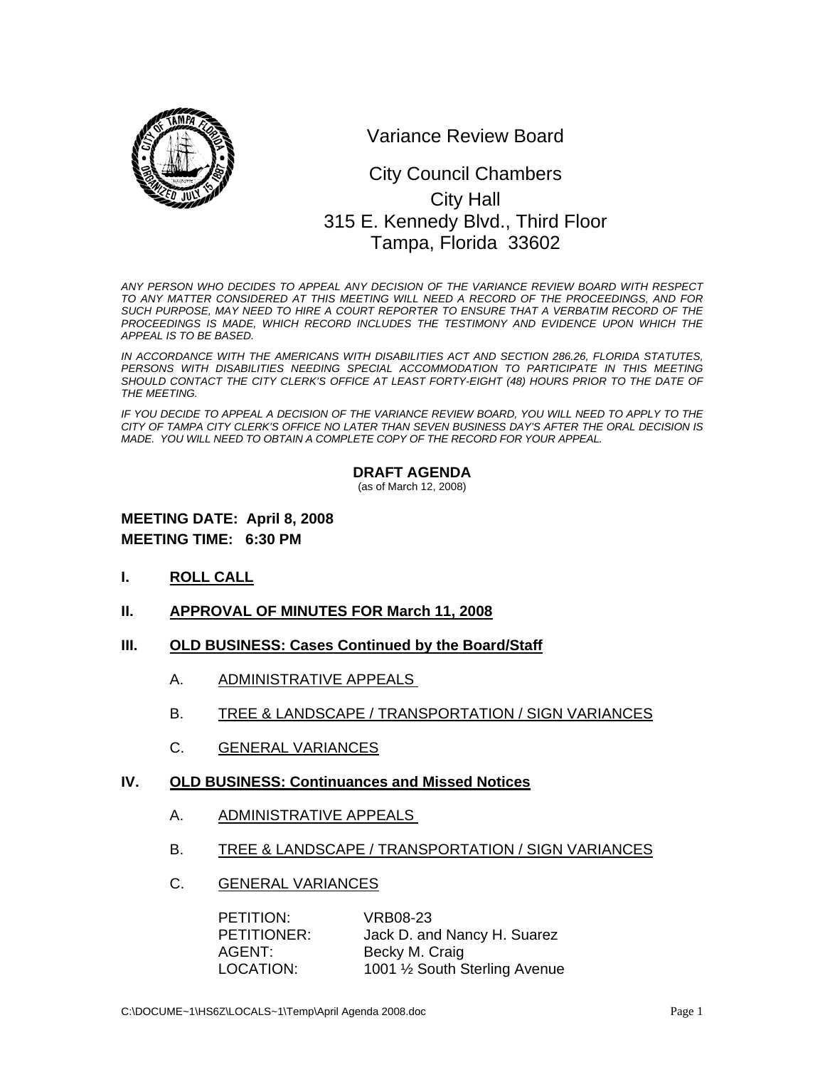# Variance Review Board

City Council Chambers
City Hall
315 E. Kennedy Blvd., Third Floor
Tampa, Florida 33602

*ANY PERSON WHO DECIDES TO APPEAL ANY DECISION OF THE VARIANCE REVIEW BOARD WITH RESPECT TO ANY MATTER CONSIDERED AT THIS MEETING WILL NEED A RECORD OF THE PROCEEDINGS, AND FOR SUCH PURPOSE, MAY NEED TO HIRE A COURT REPORTER TO ENSURE THAT A VERBATIM RECORD OF THE PROCEEDINGS IS MADE, WHICH RECORD INCLUDES THE TESTIMONY AND EVIDENCE UPON WHICH THE APPEAL IS TO BE BASED.*

*IN ACCORDANCE WITH THE AMERICANS WITH DISABILITIES ACT AND SECTION 286.26, FLORIDA STATUTES, PERSONS WITH DISABILITIES NEEDING SPECIAL ACCOMMODATION TO PARTICIPATE IN THIS MEETING SHOULD CONTACT THE CITY CLERK'S OFFICE AT LEAST FORTY-EIGHT (48) HOURS PRIOR TO THE DATE OF THE MEETING.*

*IF YOU DECIDE TO APPEAL A DECISION OF THE VARIANCE REVIEW BOARD, YOU WILL NEED TO APPLY TO THE CITY OF TAMPA CITY CLERK'S OFFICE NO LATER THAN SEVEN BUSINESS DAY'S AFTER THE ORAL DECISION IS MADE. YOU WILL NEED TO OBTAIN A COMPLETE COPY OF THE RECORD FOR YOUR APPEAL.*

## DRAFT AGENDA

(as of March 12, 2008)

**MEETING DATE: April 8, 2008**
**MEETING TIME: 6:30 PM**

## I. ROLL CALL

## II. APPROVAL OF MINUTES FOR March 11, 2008

## III. OLD BUSINESS: Cases Continued by the Board/Staff

A. ADMINISTRATIVE APPEALS

B. TREE & LANDSCAPE / TRANSPORTATION / SIGN VARIANCES

C. GENERAL VARIANCES

## IV. OLD BUSINESS: Continuances and Missed Notices

A. ADMINISTRATIVE APPEALS

B. TREE & LANDSCAPE / TRANSPORTATION / SIGN VARIANCES

C. GENERAL VARIANCES

PETITION: VRB08-23
PETITIONER: Jack D. and Nancy H. Suarez
AGENT: Becky M. Craig
LOCATION: 1001 ½ South Sterling Avenue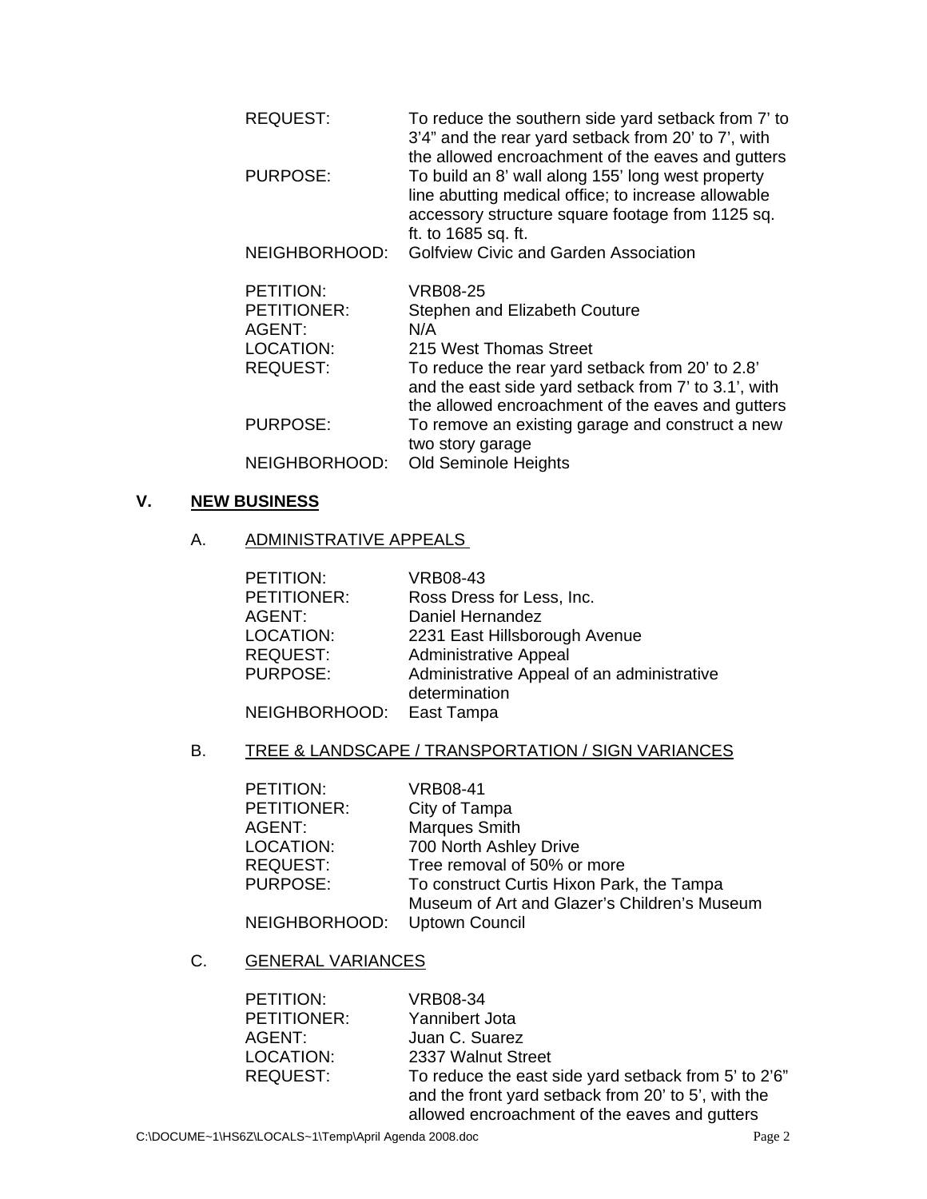| | |
|---|---|
| REQUEST: | To reduce the southern side yard setback from 7' to 3'4" and the rear yard setback from 20' to 7', with the allowed encroachment of the eaves and gutters |
| PURPOSE: | To build an 8' wall along 155' long west property line abutting medical office; to increase allowable accessory structure square footage from 1125 sq. ft. to 1685 sq. ft. |
| NEIGHBORHOOD: | Golfview Civic and Garden Association |

| | |
|---|---|
| PETITION: | VRB08-25 |
| PETITIONER: | Stephen and Elizabeth Couture |
| AGENT: | N/A |
| LOCATION: | 215 West Thomas Street |
| REQUEST: | To reduce the rear yard setback from 20' to 2.8' and the east side yard setback from 7' to 3.1', with the allowed encroachment of the eaves and gutters |
| PURPOSE: | To remove an existing garage and construct a new two story garage |
| NEIGHBORHOOD: | Old Seminole Heights |

## V. NEW BUSINESS

### A. ADMINISTRATIVE APPEALS

| | |
|---|---|
| PETITION: | VRB08-43 |
| PETITIONER: | Ross Dress for Less, Inc. |
| AGENT: | Daniel Hernandez |
| LOCATION: | 2231 East Hillsborough Avenue |
| REQUEST: | Administrative Appeal |
| PURPOSE: | Administrative Appeal of an administrative determination |
| NEIGHBORHOOD: | East Tampa |

### B. TREE & LANDSCAPE / TRANSPORTATION / SIGN VARIANCES

| | |
|---|---|
| PETITION: | VRB08-41 |
| PETITIONER: | City of Tampa |
| AGENT: | Marques Smith |
| LOCATION: | 700 North Ashley Drive |
| REQUEST: | Tree removal of 50% or more |
| PURPOSE: | To construct Curtis Hixon Park, the Tampa Museum of Art and Glazer's Children's Museum |
| NEIGHBORHOOD: | Uptown Council |

### C. GENERAL VARIANCES

| | |
|---|---|
| PETITION: | VRB08-34 |
| PETITIONER: | Yannibert Jota |
| AGENT: | Juan C. Suarez |
| LOCATION: | 2337 Walnut Street |
| REQUEST: | To reduce the east side yard setback from 5' to 2'6" and the front yard setback from 20' to 5', with the allowed encroachment of the eaves and gutters |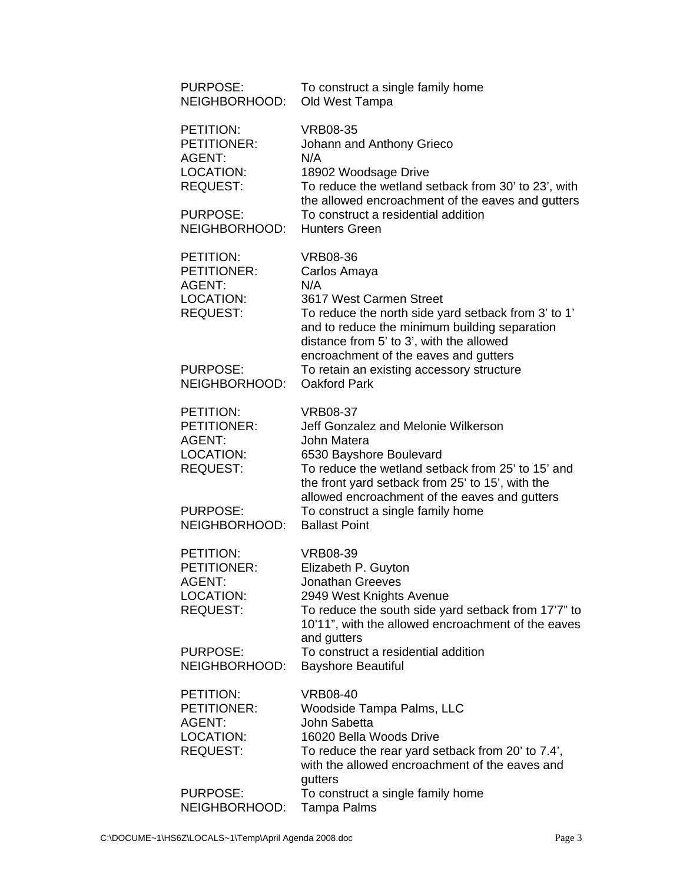PURPOSE: To construct a single family home
NEIGHBORHOOD: Old West Tampa

PETITION: VRB08-35
PETITIONER: Johann and Anthony Grieco
AGENT: N/A
LOCATION: 18902 Woodsage Drive
REQUEST: To reduce the wetland setback from 30' to 23', with the allowed encroachment of the eaves and gutters
PURPOSE: To construct a residential addition
NEIGHBORHOOD: Hunters Green

PETITION: VRB08-36
PETITIONER: Carlos Amaya
AGENT: N/A
LOCATION: 3617 West Carmen Street
REQUEST: To reduce the north side yard setback from 3' to 1' and to reduce the minimum building separation distance from 5' to 3', with the allowed encroachment of the eaves and gutters
PURPOSE: To retain an existing accessory structure
NEIGHBORHOOD: Oakford Park

PETITION: VRB08-37
PETITIONER: Jeff Gonzalez and Melonie Wilkerson
AGENT: John Matera
LOCATION: 6530 Bayshore Boulevard
REQUEST: To reduce the wetland setback from 25' to 15' and the front yard setback from 25' to 15', with the allowed encroachment of the eaves and gutters
PURPOSE: To construct a single family home
NEIGHBORHOOD: Ballast Point

PETITION: VRB08-39
PETITIONER: Elizabeth P. Guyton
AGENT: Jonathan Greeves
LOCATION: 2949 West Knights Avenue
REQUEST: To reduce the south side yard setback from 17'7" to 10'11", with the allowed encroachment of the eaves and gutters
PURPOSE: To construct a residential addition
NEIGHBORHOOD: Bayshore Beautiful

PETITION: VRB08-40
PETITIONER: Woodside Tampa Palms, LLC
AGENT: John Sabetta
LOCATION: 16020 Bella Woods Drive
REQUEST: To reduce the rear yard setback from 20' to 7.4', with the allowed encroachment of the eaves and gutters
PURPOSE: To construct a single family home
NEIGHBORHOOD: Tampa Palms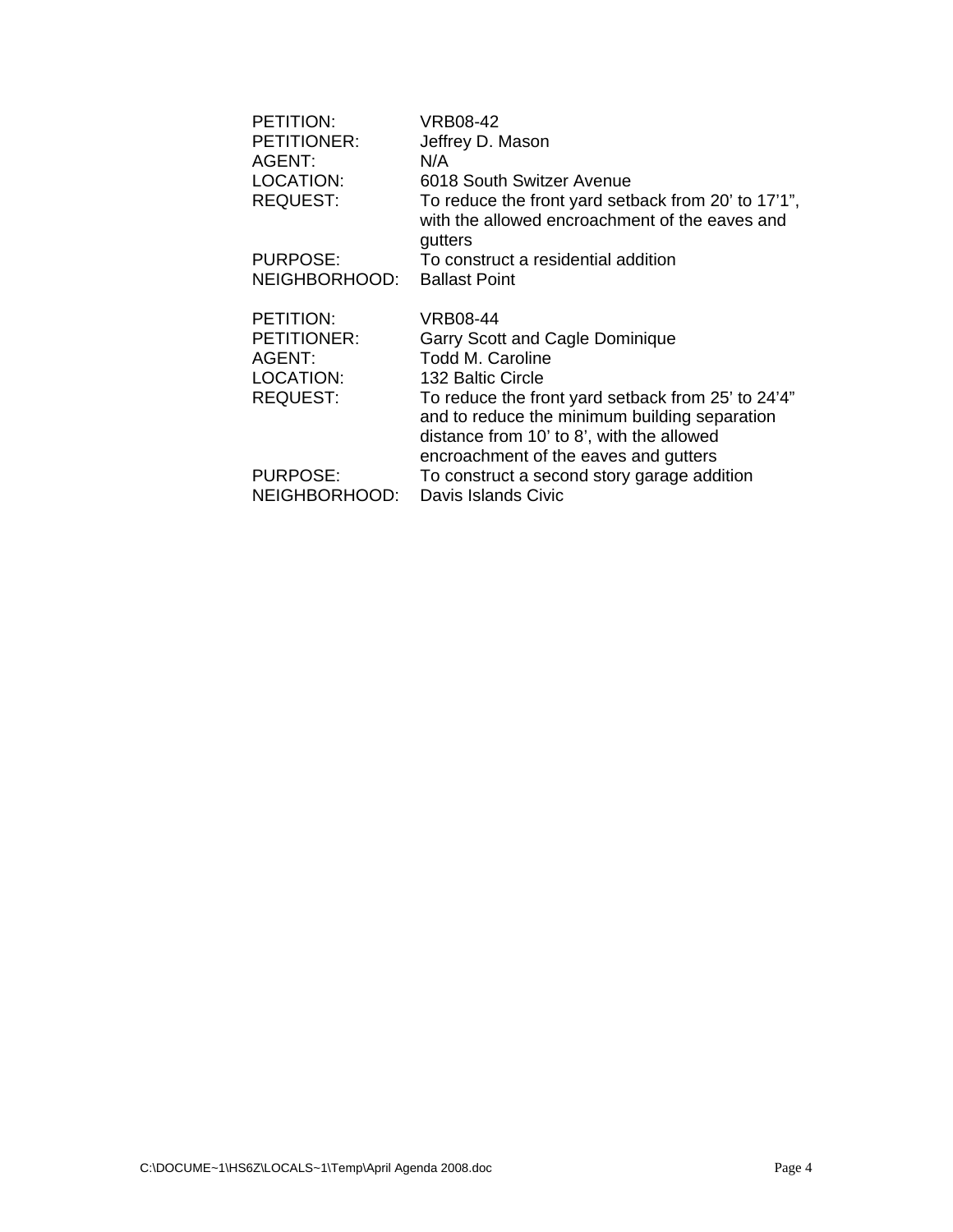PETITION: VRB08-42
PETITIONER: Jeffrey D. Mason
AGENT: N/A
LOCATION: 6018 South Switzer Avenue
REQUEST: To reduce the front yard setback from 20' to 17'1", with the allowed encroachment of the eaves and gutters
PURPOSE: To construct a residential addition
NEIGHBORHOOD: Ballast Point

PETITION: VRB08-44
PETITIONER: Garry Scott and Cagle Dominique
AGENT: Todd M. Caroline
LOCATION: 132 Baltic Circle
REQUEST: To reduce the front yard setback from 25' to 24'4" and to reduce the minimum building separation distance from 10' to 8', with the allowed encroachment of the eaves and gutters
PURPOSE: To construct a second story garage addition
NEIGHBORHOOD: Davis Islands Civic